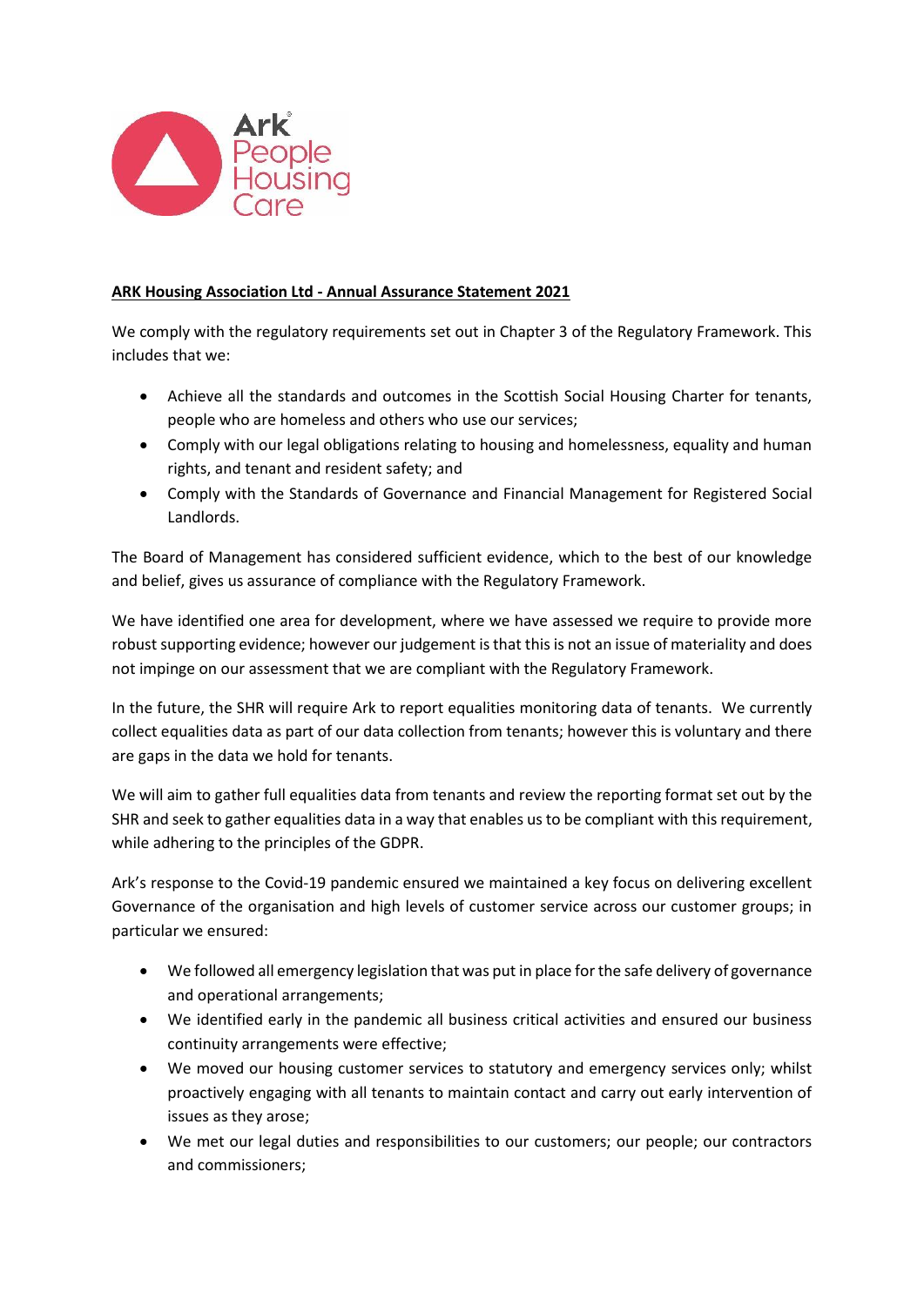**ARK Housing Association Ltd - Annual Assurance Statement 2021**

We comply with the regulatory requirements set out in Chapter 3 of the Regulatory Framework. This includes that we:

- Achieve all the standards and outcomes in the Scottish Social Housing Charter for tenants, people who are homeless and others who use our services;
- Comply with our legal obligations relating to housing and homelessness, equality and human rights, and tenant and resident safety; and
- Comply with the Standards of Governance and Financial Management for Registered Social Landlords.

The Board of Management has considered sufficient evidence, which to the best of our knowledge and belief, gives us assurance of compliance with the Regulatory Framework.

We have identified one area for development, where we have assessed we require to provide more robust supporting evidence; however our judgement is that this is not an issue of materiality and does not impinge on our assessment that we are compliant with the Regulatory Framework.

In the future, the SHR will require Ark to report equalities monitoring data of tenants. We currently collect equalities data as part of our data collection from tenants; however this is voluntary and there are gaps in the data we hold for tenants.

We will aim to gather full equalities data from tenants and review the reporting format set out by the SHR and seek to gather equalities data in a way that enables us to be compliant with this requirement, while adhering to the principles of the GDPR.

Ark's response to the Covid-19 pandemic ensured we maintained a key focus on delivering excellent Governance of the organisation and high levels of customer service across our customer groups; in particular we ensured:

- We followed all emergency legislation that was put in place for the safe delivery of governance and operational arrangements;
- We identified early in the pandemic all business critical activities and ensured our business continuity arrangements were effective;
- We moved our housing customer services to statutory and emergency services only; whilst proactively engaging with all tenants to maintain contact and carry out early intervention of issues as they arose;
- We met our legal duties and responsibilities to our customers; our people; our contractors and commissioners;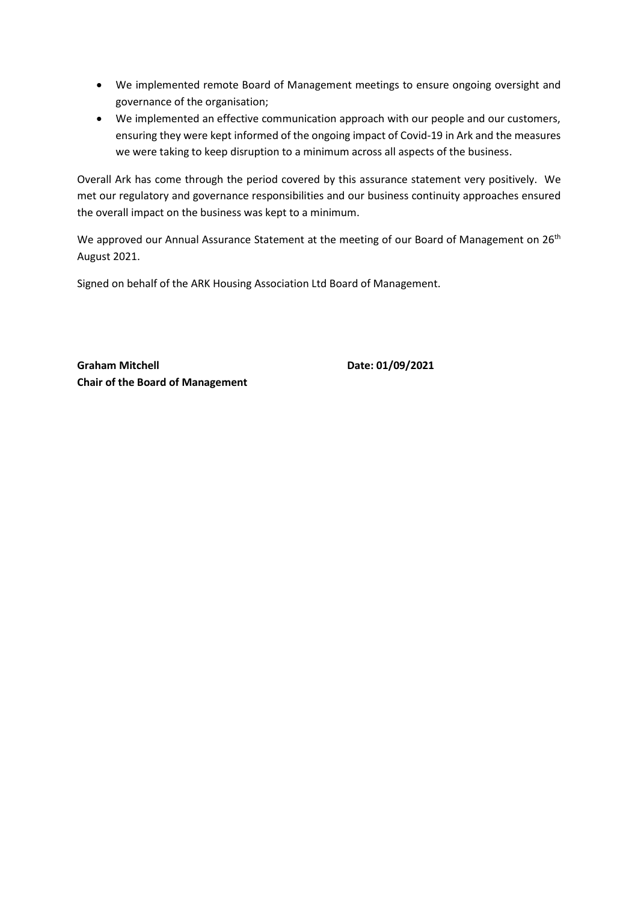- We implemented remote Board of Management meetings to ensure ongoing oversight and governance of the organisation;
- We implemented an effective communication approach with our people and our customers, ensuring they were kept informed of the ongoing impact of Covid-19 in Ark and the measures we were taking to keep disruption to a minimum across all aspects of the business.

Overall Ark has come through the period covered by this assurance statement very positively. We met our regulatory and governance responsibilities and our business continuity approaches ensured the overall impact on the business was kept to a minimum.

We approved our Annual Assurance Statement at the meeting of our Board of Management on 26th August 2021.

Signed on behalf of the ARK Housing Association Ltd Board of Management.

**Graham Mitchell** **Date: 01/09/2021**
**Chair of the Board of Management**